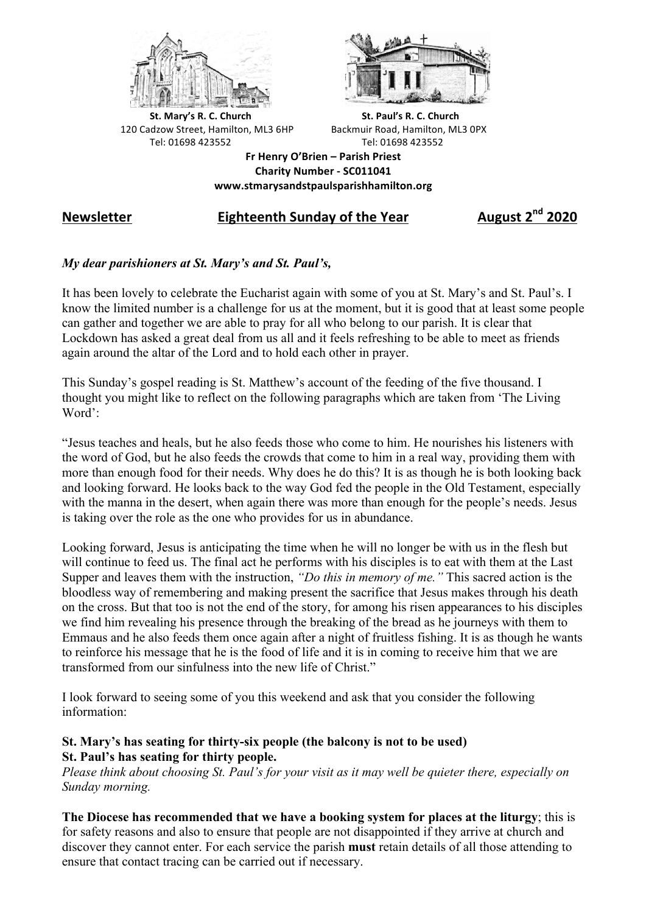**St. Mary's R. C. Church**
120 Cadzow Street, Hamilton, ML3 6HP
Tel: 01698 423552

**St. Paul's R. C. Church**
Backmuir Road, Hamilton, ML3 0PX
Tel: 01698 423552

**Fr Henry O'Brien – Parish Priest**
**Charity Number - SC011041**
**www.stmarysandstpaulsparishhamilton.org**

## Newsletter — Eighteenth Sunday of the Year — August 2nd 2020

***My dear parishioners at St. Mary's and St. Paul's,***

It has been lovely to celebrate the Eucharist again with some of you at St. Mary's and St. Paul's. I know the limited number is a challenge for us at the moment, but it is good that at least some people can gather and together we are able to pray for all who belong to our parish. It is clear that Lockdown has asked a great deal from us all and it feels refreshing to be able to meet as friends again around the altar of the Lord and to hold each other in prayer.

This Sunday's gospel reading is St. Matthew's account of the feeding of the five thousand. I thought you might like to reflect on the following paragraphs which are taken from 'The Living Word':

"Jesus teaches and heals, but he also feeds those who come to him. He nourishes his listeners with the word of God, but he also feeds the crowds that come to him in a real way, providing them with more than enough food for their needs. Why does he do this? It is as though he is both looking back and looking forward. He looks back to the way God fed the people in the Old Testament, especially with the manna in the desert, when again there was more than enough for the people's needs. Jesus is taking over the role as the one who provides for us in abundance.

Looking forward, Jesus is anticipating the time when he will no longer be with us in the flesh but will continue to feed us. The final act he performs with his disciples is to eat with them at the Last Supper and leaves them with the instruction, *"Do this in memory of me."* This sacred action is the bloodless way of remembering and making present the sacrifice that Jesus makes through his death on the cross. But that too is not the end of the story, for among his risen appearances to his disciples we find him revealing his presence through the breaking of the bread as he journeys with them to Emmaus and he also feeds them once again after a night of fruitless fishing. It is as though he wants to reinforce his message that he is the food of life and it is in coming to receive him that we are transformed from our sinfulness into the new life of Christ."

I look forward to seeing some of you this weekend and ask that you consider the following information:

**St. Mary's has seating for thirty-six people (the balcony is not to be used)**
**St. Paul's has seating for thirty people.**
*Please think about choosing St. Paul's for your visit as it may well be quieter there, especially on Sunday morning.*

**The Diocese has recommended that we have a booking system for places at the liturgy**; this is for safety reasons and also to ensure that people are not disappointed if they arrive at church and discover they cannot enter. For each service the parish **must** retain details of all those attending to ensure that contact tracing can be carried out if necessary.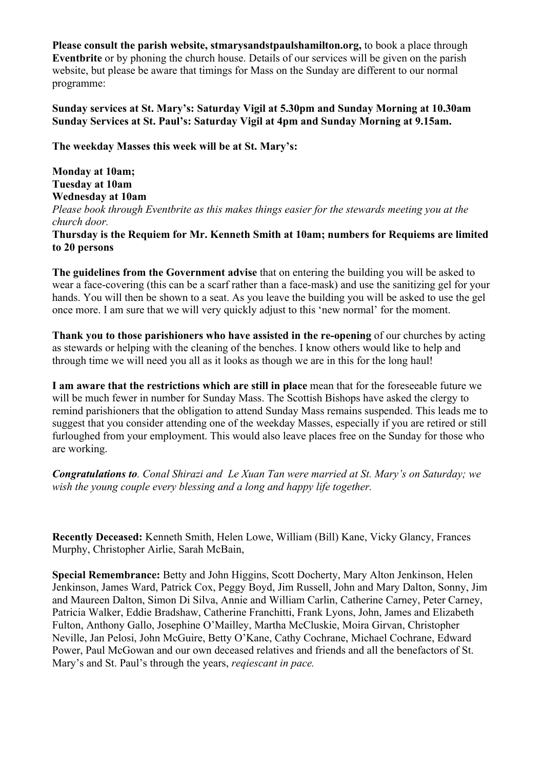**Please consult the parish website, stmarysandstpaulshamilton.org,** to book a place through **Eventbrite** or by phoning the church house. Details of our services will be given on the parish website, but please be aware that timings for Mass on the Sunday are different to our normal programme:

**Sunday services at St. Mary's: Saturday Vigil at 5.30pm and Sunday Morning at 10.30am**
**Sunday Services at St. Paul's: Saturday Vigil at 4pm and Sunday Morning at 9.15am.**

**The weekday Masses this week will be at St. Mary's:**

**Monday at 10am;**
**Tuesday at 10am**
**Wednesday at 10am**
*Please book through Eventbrite as this makes things easier for the stewards meeting you at the church door.*
**Thursday is the Requiem for Mr. Kenneth Smith at 10am; numbers for Requiems are limited to 20 persons**

**The guidelines from the Government advise** that on entering the building you will be asked to wear a face-covering (this can be a scarf rather than a face-mask) and use the sanitizing gel for your hands. You will then be shown to a seat. As you leave the building you will be asked to use the gel once more. I am sure that we will very quickly adjust to this 'new normal' for the moment.

**Thank you to those parishioners who have assisted in the re-opening** of our churches by acting as stewards or helping with the cleaning of the benches. I know others would like to help and through time we will need you all as it looks as though we are in this for the long haul!

**I am aware that the restrictions which are still in place** mean that for the foreseeable future we will be much fewer in number for Sunday Mass. The Scottish Bishops have asked the clergy to remind parishioners that the obligation to attend Sunday Mass remains suspended. This leads me to suggest that you consider attending one of the weekday Masses, especially if you are retired or still furloughed from your employment. This would also leave places free on the Sunday for those who are working.

***Congratulations to**. Conal Shirazi and Le Xuan Tan were married at St. Mary's on Saturday; we wish the young couple every blessing and a long and happy life together.*

**Recently Deceased:** Kenneth Smith, Helen Lowe, William (Bill) Kane, Vicky Glancy, Frances Murphy, Christopher Airlie, Sarah McBain,

**Special Remembrance:** Betty and John Higgins, Scott Docherty, Mary Alton Jenkinson, Helen Jenkinson, James Ward, Patrick Cox, Peggy Boyd, Jim Russell, John and Mary Dalton, Sonny, Jim and Maureen Dalton, Simon Di Silva, Annie and William Carlin, Catherine Carney, Peter Carney, Patricia Walker, Eddie Bradshaw, Catherine Franchitti, Frank Lyons, John, James and Elizabeth Fulton, Anthony Gallo, Josephine O'Mailley, Martha McCluskie, Moira Girvan, Christopher Neville, Jan Pelosi, John McGuire, Betty O'Kane, Cathy Cochrane, Michael Cochrane, Edward Power, Paul McGowan and our own deceased relatives and friends and all the benefactors of St. Mary's and St. Paul's through the years, *reqiescant in pace.*